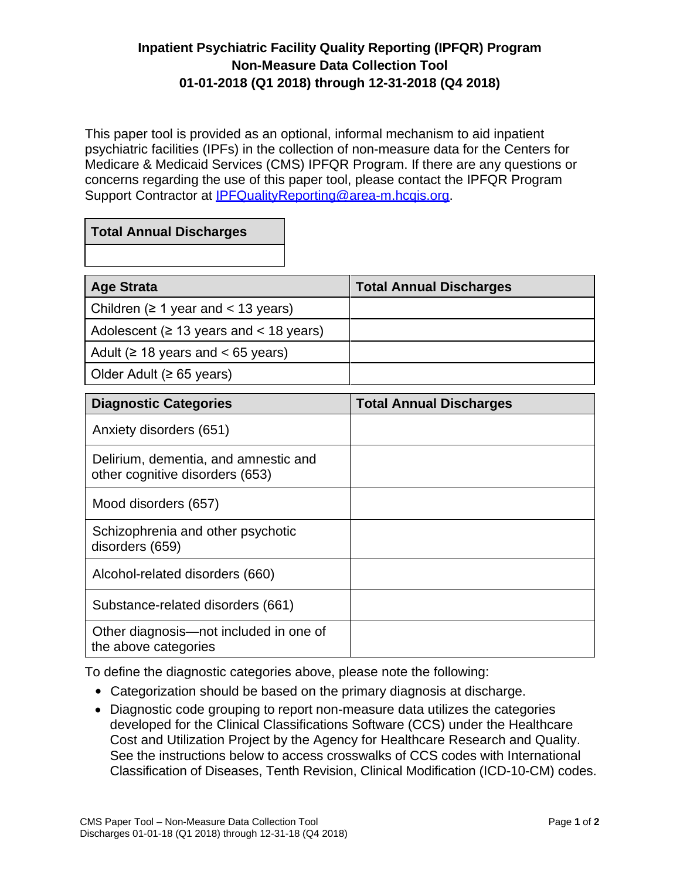# Inpatient Psychiatric Facility Quality Reporting (IPFQR) Program Non-Measure Data Collection Tool 01-01-2018 (Q1 2018) through 12-31-2018 (Q4 2018)

This paper tool is provided as an optional, informal mechanism to aid inpatient psychiatric facilities (IPFs) in the collection of non-measure data for the Centers for Medicare & Medicaid Services (CMS) IPFQR Program. If there are any questions or concerns regarding the use of this paper tool, please contact the IPFQR Program Support Contractor at [IPFQualityReporting@area-m.hcqis.org](mailto:IPFQualityReporting@area-m.hcqis.org).

| Total Annual Discharges |
|---|
| |

| Age Strata | Total Annual Discharges |
|---|---|
| Children (≥ 1 year and < 13 years) | |
| Adolescent (≥ 13 years and < 18 years) | |
| Adult (≥ 18 years and < 65 years) | |
| Older Adult (≥ 65 years) | |

| Diagnostic Categories | Total Annual Discharges |
|---|---|
| Anxiety disorders (651) | |
| Delirium, dementia, and amnestic and other cognitive disorders (653) | |
| Mood disorders (657) | |
| Schizophrenia and other psychotic disorders (659) | |
| Alcohol-related disorders (660) | |
| Substance-related disorders (661) | |
| Other diagnosis—not included in one of the above categories | |

To define the diagnostic categories above, please note the following:

- Categorization should be based on the primary diagnosis at discharge.
- Diagnostic code grouping to report non-measure data utilizes the categories developed for the Clinical Classifications Software (CCS) under the Healthcare Cost and Utilization Project by the Agency for Healthcare Research and Quality. See the instructions below to access crosswalks of CCS codes with International Classification of Diseases, Tenth Revision, Clinical Modification (ICD-10-CM) codes.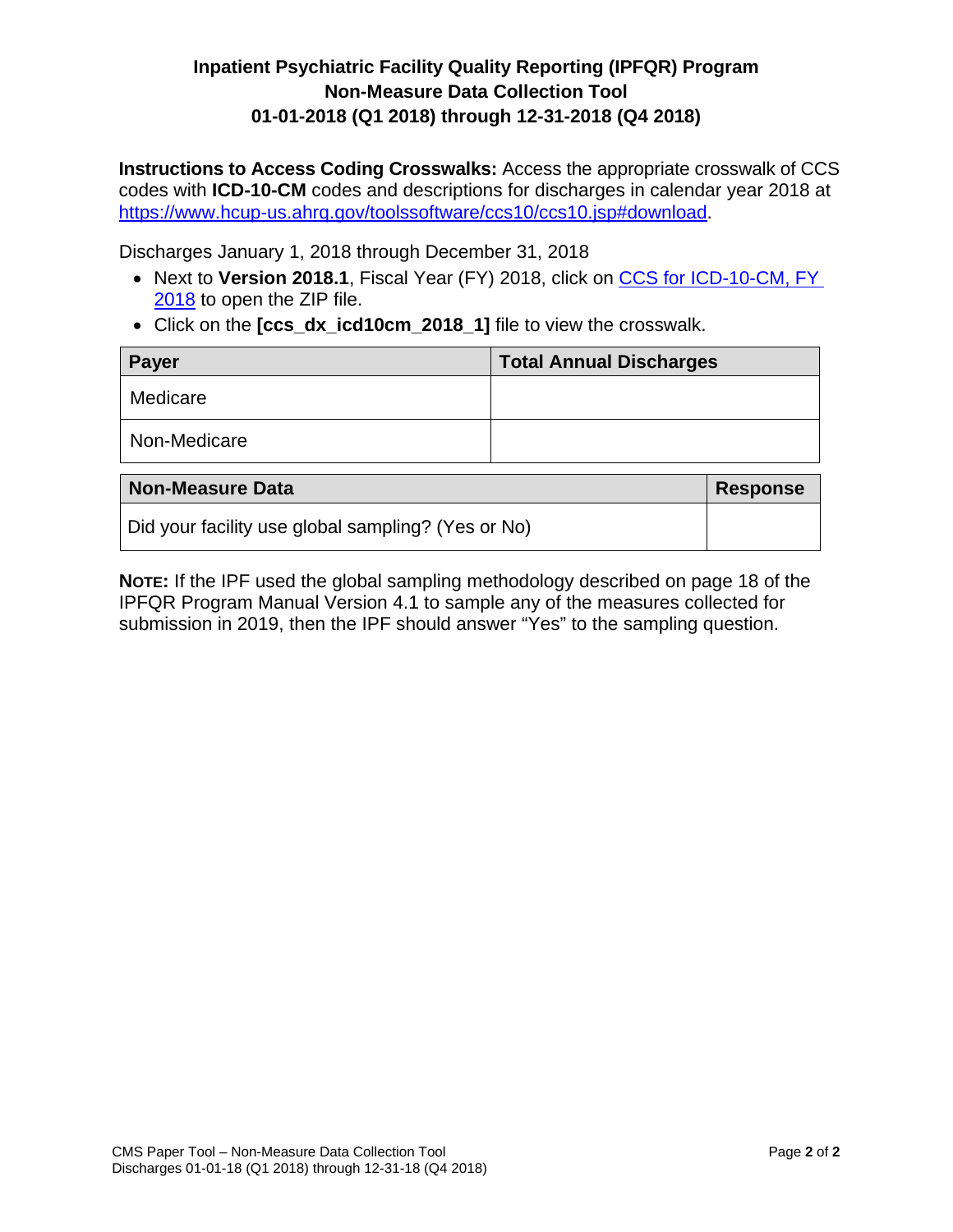**Inpatient Psychiatric Facility Quality Reporting (IPFQR) Program**
**Non-Measure Data Collection Tool**
**01-01-2018 (Q1 2018) through 12-31-2018 (Q4 2018)**

**Instructions to Access Coding Crosswalks:** Access the appropriate crosswalk of CCS codes with **ICD-10-CM** codes and descriptions for discharges in calendar year 2018 at https://www.hcup-us.ahrq.gov/toolssoftware/ccs10/ccs10.jsp#download.

Discharges January 1, 2018 through December 31, 2018

- Next to **Version 2018.1**, Fiscal Year (FY) 2018, click on CCS for ICD-10-CM, FY 2018 to open the ZIP file.
- Click on the **[ccs_dx_icd10cm_2018_1]** file to view the crosswalk.

| Payer | Total Annual Discharges |
|---|---|
| Medicare | |
| Non-Medicare | |

| Non-Measure Data | Response |
|---|---|
| Did your facility use global sampling? (Yes or No) | |

**NOTE:** If the IPF used the global sampling methodology described on page 18 of the IPFQR Program Manual Version 4.1 to sample any of the measures collected for submission in 2019, then the IPF should answer “Yes” to the sampling question.